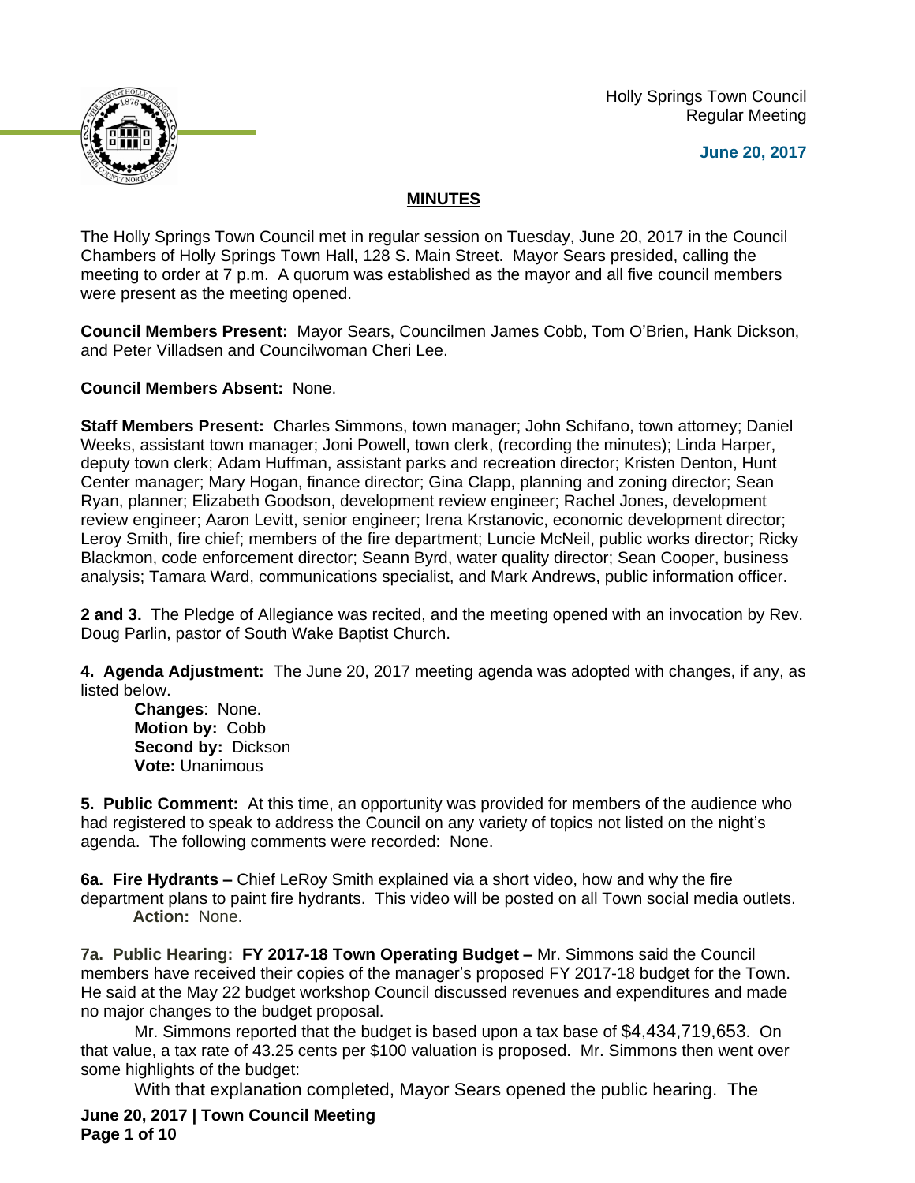Holly Springs Town Council
Regular Meeting

**June 20, 2017**

## MINUTES

The Holly Springs Town Council met in regular session on Tuesday, June 20, 2017 in the Council Chambers of Holly Springs Town Hall, 128 S. Main Street. Mayor Sears presided, calling the meeting to order at 7 p.m. A quorum was established as the mayor and all five council members were present as the meeting opened.

**Council Members Present:** Mayor Sears, Councilmen James Cobb, Tom O'Brien, Hank Dickson, and Peter Villadsen and Councilwoman Cheri Lee.

**Council Members Absent:** None.

**Staff Members Present:** Charles Simmons, town manager; John Schifano, town attorney; Daniel Weeks, assistant town manager; Joni Powell, town clerk, (recording the minutes); Linda Harper, deputy town clerk; Adam Huffman, assistant parks and recreation director; Kristen Denton, Hunt Center manager; Mary Hogan, finance director; Gina Clapp, planning and zoning director; Sean Ryan, planner; Elizabeth Goodson, development review engineer; Rachel Jones, development review engineer; Aaron Levitt, senior engineer; Irena Krstanovic, economic development director; Leroy Smith, fire chief; members of the fire department; Luncie McNeil, public works director; Ricky Blackmon, code enforcement director; Seann Byrd, water quality director; Sean Cooper, business analysis; Tamara Ward, communications specialist, and Mark Andrews, public information officer.

**2 and 3.** The Pledge of Allegiance was recited, and the meeting opened with an invocation by Rev. Doug Parlin, pastor of South Wake Baptist Church.

**4. Agenda Adjustment:** The June 20, 2017 meeting agenda was adopted with changes, if any, as listed below.

**Changes**: None.
**Motion by:** Cobb
**Second by:** Dickson
**Vote:** Unanimous

**5. Public Comment:** At this time, an opportunity was provided for members of the audience who had registered to speak to address the Council on any variety of topics not listed on the night's agenda. The following comments were recorded: None.

**6a. Fire Hydrants –** Chief LeRoy Smith explained via a short video, how and why the fire department plans to paint fire hydrants. This video will be posted on all Town social media outlets.
**Action:** None.

**7a. Public Hearing: FY 2017-18 Town Operating Budget –** Mr. Simmons said the Council members have received their copies of the manager's proposed FY 2017-18 budget for the Town. He said at the May 22 budget workshop Council discussed revenues and expenditures and made no major changes to the budget proposal.

Mr. Simmons reported that the budget is based upon a tax base of $4,434,719,653. On that value, a tax rate of 43.25 cents per $100 valuation is proposed. Mr. Simmons then went over some highlights of the budget:

With that explanation completed, Mayor Sears opened the public hearing. The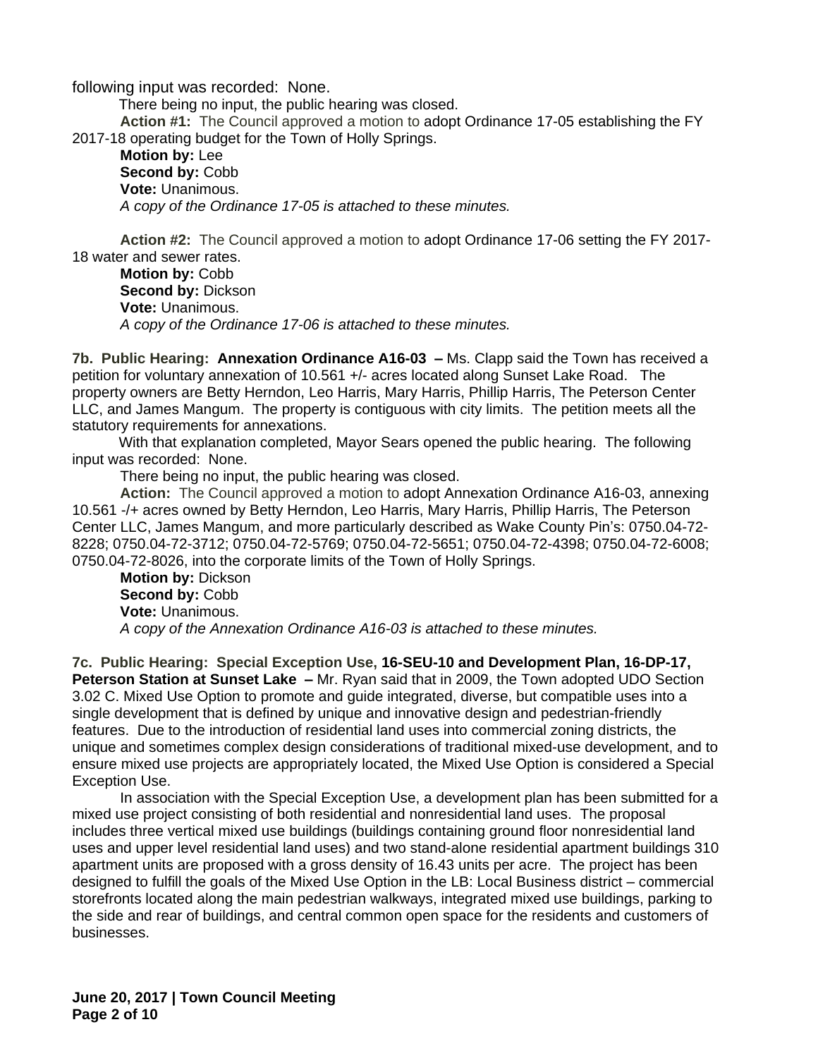following input was recorded: None.

There being no input, the public hearing was closed.

**Action #1:** The Council approved a motion to adopt Ordinance 17-05 establishing the FY 2017-18 operating budget for the Town of Holly Springs.

**Motion by:** Lee
**Second by:** Cobb
**Vote:** Unanimous.
*A copy of the Ordinance 17-05 is attached to these minutes.*

**Action #2:** The Council approved a motion to adopt Ordinance 17-06 setting the FY 2017-18 water and sewer rates.

**Motion by:** Cobb
**Second by:** Dickson
**Vote:** Unanimous.
*A copy of the Ordinance 17-06 is attached to these minutes.*

**7b. Public Hearing: Annexation Ordinance A16-03 –** Ms. Clapp said the Town has received a petition for voluntary annexation of 10.561 +/- acres located along Sunset Lake Road. The property owners are Betty Herndon, Leo Harris, Mary Harris, Phillip Harris, The Peterson Center LLC, and James Mangum. The property is contiguous with city limits. The petition meets all the statutory requirements for annexations.

With that explanation completed, Mayor Sears opened the public hearing. The following input was recorded: None.

There being no input, the public hearing was closed.

**Action:** The Council approved a motion to adopt Annexation Ordinance A16-03, annexing 10.561 -/+ acres owned by Betty Herndon, Leo Harris, Mary Harris, Phillip Harris, The Peterson Center LLC, James Mangum, and more particularly described as Wake County Pin's: 0750.04-72-8228; 0750.04-72-3712; 0750.04-72-5769; 0750.04-72-5651; 0750.04-72-4398; 0750.04-72-6008; 0750.04-72-8026, into the corporate limits of the Town of Holly Springs.

**Motion by:** Dickson
**Second by:** Cobb
**Vote:** Unanimous.
*A copy of the Annexation Ordinance A16-03 is attached to these minutes.*

**7c. Public Hearing: Special Exception Use, 16-SEU-10 and Development Plan, 16-DP-17, Peterson Station at Sunset Lake –** Mr. Ryan said that in 2009, the Town adopted UDO Section 3.02 C. Mixed Use Option to promote and guide integrated, diverse, but compatible uses into a single development that is defined by unique and innovative design and pedestrian-friendly features. Due to the introduction of residential land uses into commercial zoning districts, the unique and sometimes complex design considerations of traditional mixed-use development, and to ensure mixed use projects are appropriately located, the Mixed Use Option is considered a Special Exception Use.

In association with the Special Exception Use, a development plan has been submitted for a mixed use project consisting of both residential and nonresidential land uses. The proposal includes three vertical mixed use buildings (buildings containing ground floor nonresidential land uses and upper level residential land uses) and two stand-alone residential apartment buildings 310 apartment units are proposed with a gross density of 16.43 units per acre. The project has been designed to fulfill the goals of the Mixed Use Option in the LB: Local Business district – commercial storefronts located along the main pedestrian walkways, integrated mixed use buildings, parking to the side and rear of buildings, and central common open space for the residents and customers of businesses.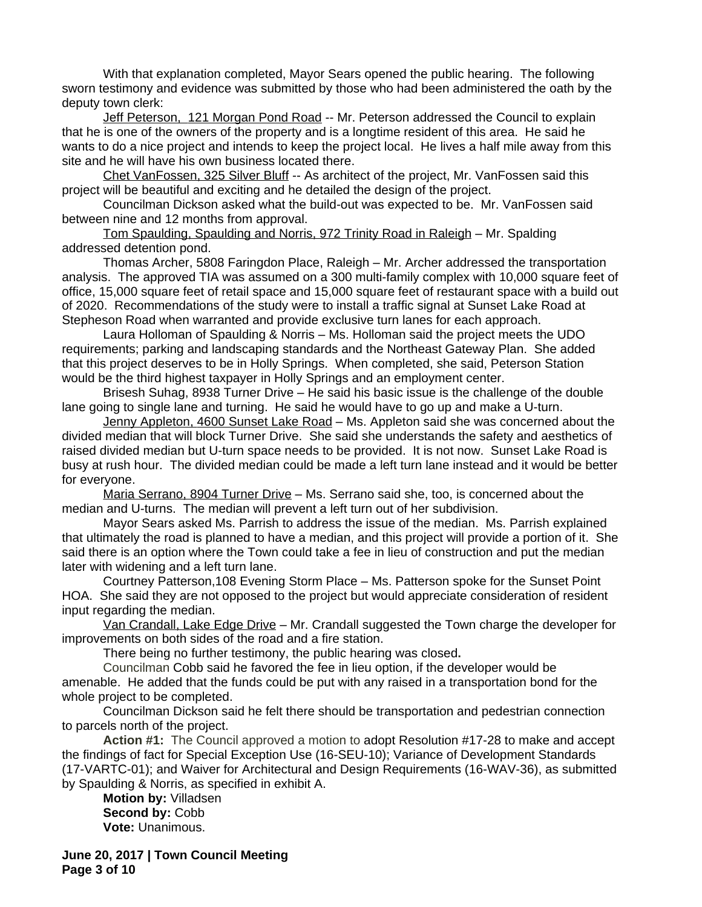With that explanation completed, Mayor Sears opened the public hearing. The following sworn testimony and evidence was submitted by those who had been administered the oath by the deputy town clerk:

Jeff Peterson, 121 Morgan Pond Road -- Mr. Peterson addressed the Council to explain that he is one of the owners of the property and is a longtime resident of this area. He said he wants to do a nice project and intends to keep the project local. He lives a half mile away from this site and he will have his own business located there.

Chet VanFossen, 325 Silver Bluff -- As architect of the project, Mr. VanFossen said this project will be beautiful and exciting and he detailed the design of the project.

Councilman Dickson asked what the build-out was expected to be. Mr. VanFossen said between nine and 12 months from approval.

Tom Spaulding, Spaulding and Norris, 972 Trinity Road in Raleigh – Mr. Spalding addressed detention pond.

Thomas Archer, 5808 Faringdon Place, Raleigh – Mr. Archer addressed the transportation analysis. The approved TIA was assumed on a 300 multi-family complex with 10,000 square feet of office, 15,000 square feet of retail space and 15,000 square feet of restaurant space with a build out of 2020. Recommendations of the study were to install a traffic signal at Sunset Lake Road at Stepheson Road when warranted and provide exclusive turn lanes for each approach.

Laura Holloman of Spaulding & Norris – Ms. Holloman said the project meets the UDO requirements; parking and landscaping standards and the Northeast Gateway Plan. She added that this project deserves to be in Holly Springs. When completed, she said, Peterson Station would be the third highest taxpayer in Holly Springs and an employment center.

Brisesh Suhag, 8938 Turner Drive – He said his basic issue is the challenge of the double lane going to single lane and turning. He said he would have to go up and make a U-turn.

Jenny Appleton, 4600 Sunset Lake Road – Ms. Appleton said she was concerned about the divided median that will block Turner Drive. She said she understands the safety and aesthetics of raised divided median but U-turn space needs to be provided. It is not now. Sunset Lake Road is busy at rush hour. The divided median could be made a left turn lane instead and it would be better for everyone.

Maria Serrano, 8904 Turner Drive – Ms. Serrano said she, too, is concerned about the median and U-turns. The median will prevent a left turn out of her subdivision.

Mayor Sears asked Ms. Parrish to address the issue of the median. Ms. Parrish explained that ultimately the road is planned to have a median, and this project will provide a portion of it. She said there is an option where the Town could take a fee in lieu of construction and put the median later with widening and a left turn lane.

Courtney Patterson,108 Evening Storm Place – Ms. Patterson spoke for the Sunset Point HOA. She said they are not opposed to the project but would appreciate consideration of resident input regarding the median.

Van Crandall, Lake Edge Drive – Mr. Crandall suggested the Town charge the developer for improvements on both sides of the road and a fire station.

There being no further testimony, the public hearing was closed**.**

Councilman Cobb said he favored the fee in lieu option, if the developer would be amenable. He added that the funds could be put with any raised in a transportation bond for the whole project to be completed.

Councilman Dickson said he felt there should be transportation and pedestrian connection to parcels north of the project.

**Action #1:** The Council approved a motion to adopt Resolution #17-28 to make and accept the findings of fact for Special Exception Use (16-SEU-10); Variance of Development Standards (17-VARTC-01); and Waiver for Architectural and Design Requirements (16-WAV-36), as submitted by Spaulding & Norris, as specified in exhibit A.

**Motion by:** Villadsen
**Second by:** Cobb
**Vote:** Unanimous.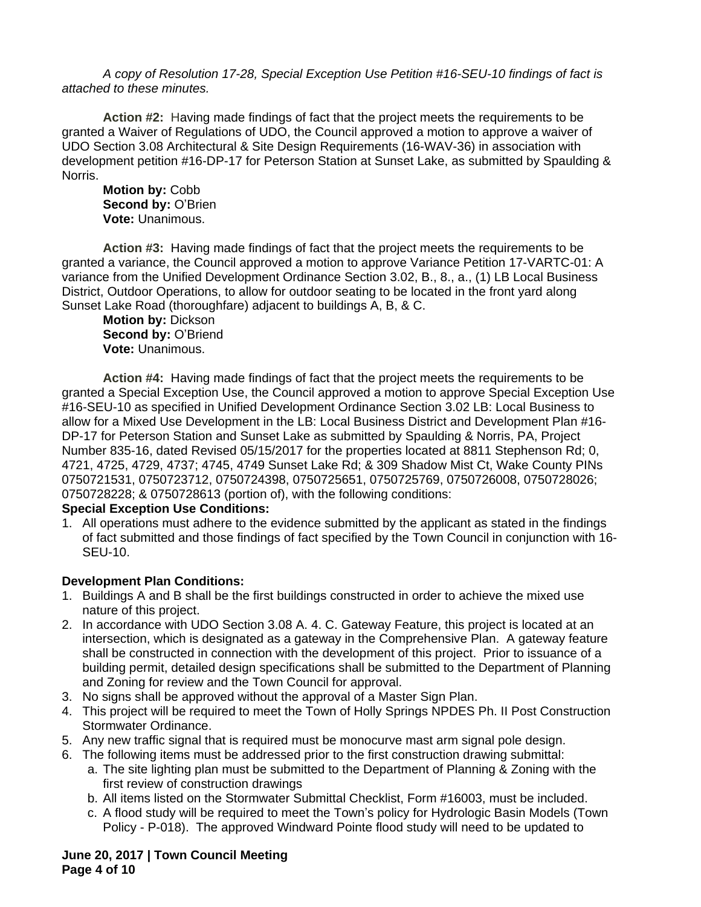*A copy of Resolution 17-28, Special Exception Use Petition #16-SEU-10 findings of fact is attached to these minutes.*

**Action #2:** Having made findings of fact that the project meets the requirements to be granted a Waiver of Regulations of UDO, the Council approved a motion to approve a waiver of UDO Section 3.08 Architectural & Site Design Requirements (16-WAV-36) in association with development petition #16-DP-17 for Peterson Station at Sunset Lake, as submitted by Spaulding & Norris.

**Motion by:** Cobb
**Second by:** O'Brien
**Vote:** Unanimous.

**Action #3:** Having made findings of fact that the project meets the requirements to be granted a variance, the Council approved a motion to approve Variance Petition 17-VARTC-01: A variance from the Unified Development Ordinance Section 3.02, B., 8., a., (1) LB Local Business District, Outdoor Operations, to allow for outdoor seating to be located in the front yard along Sunset Lake Road (thoroughfare) adjacent to buildings A, B, & C.

**Motion by:** Dickson
**Second by:** O'Briend
**Vote:** Unanimous.

**Action #4:** Having made findings of fact that the project meets the requirements to be granted a Special Exception Use, the Council approved a motion to approve Special Exception Use #16-SEU-10 as specified in Unified Development Ordinance Section 3.02 LB: Local Business to allow for a Mixed Use Development in the LB: Local Business District and Development Plan #16-DP-17 for Peterson Station and Sunset Lake as submitted by Spaulding & Norris, PA, Project Number 835-16, dated Revised 05/15/2017 for the properties located at 8811 Stephenson Rd; 0, 4721, 4725, 4729, 4737; 4745, 4749 Sunset Lake Rd; & 309 Shadow Mist Ct, Wake County PINs 0750721531, 0750723712, 0750724398, 0750725651, 0750725769, 0750726008, 0750728026; 0750728228; & 0750728613 (portion of), with the following conditions:

**Special Exception Use Conditions:**

1. All operations must adhere to the evidence submitted by the applicant as stated in the findings of fact submitted and those findings of fact specified by the Town Council in conjunction with 16-SEU-10.

**Development Plan Conditions:**

1. Buildings A and B shall be the first buildings constructed in order to achieve the mixed use nature of this project.
2. In accordance with UDO Section 3.08 A. 4. C. Gateway Feature, this project is located at an intersection, which is designated as a gateway in the Comprehensive Plan. A gateway feature shall be constructed in connection with the development of this project. Prior to issuance of a building permit, detailed design specifications shall be submitted to the Department of Planning and Zoning for review and the Town Council for approval.
3. No signs shall be approved without the approval of a Master Sign Plan.
4. This project will be required to meet the Town of Holly Springs NPDES Ph. II Post Construction Stormwater Ordinance.
5. Any new traffic signal that is required must be monocurve mast arm signal pole design.
6. The following items must be addressed prior to the first construction drawing submittal:
   a. The site lighting plan must be submitted to the Department of Planning & Zoning with the first review of construction drawings
   b. All items listed on the Stormwater Submittal Checklist, Form #16003, must be included.
   c. A flood study will be required to meet the Town's policy for Hydrologic Basin Models (Town Policy - P-018). The approved Windward Pointe flood study will need to be updated to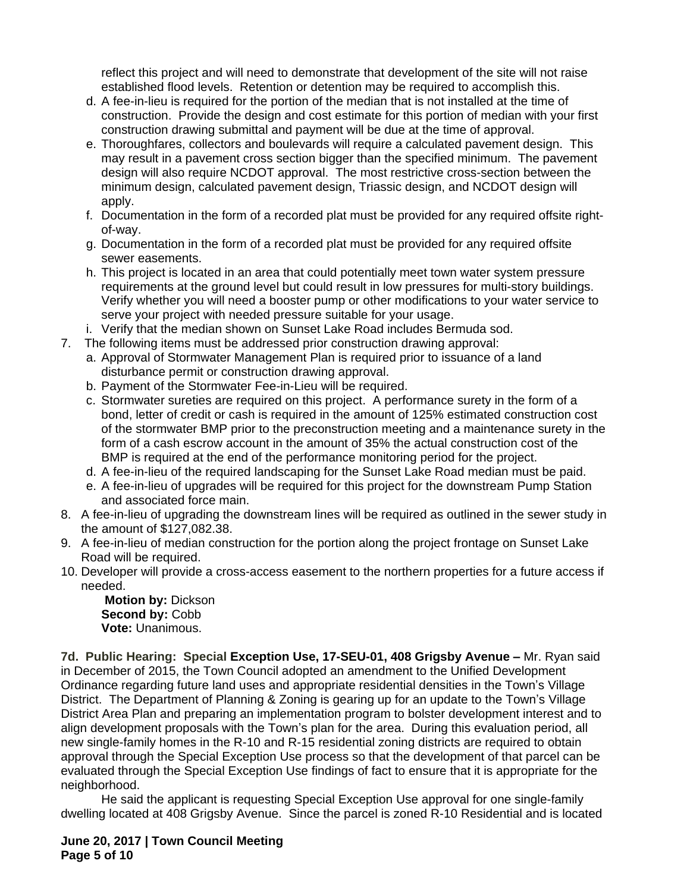reflect this project and will need to demonstrate that development of the site will not raise established flood levels. Retention or detention may be required to accomplish this.

d. A fee-in-lieu is required for the portion of the median that is not installed at the time of construction. Provide the design and cost estimate for this portion of median with your first construction drawing submittal and payment will be due at the time of approval.
e. Thoroughfares, collectors and boulevards will require a calculated pavement design. This may result in a pavement cross section bigger than the specified minimum. The pavement design will also require NCDOT approval. The most restrictive cross-section between the minimum design, calculated pavement design, Triassic design, and NCDOT design will apply.
f. Documentation in the form of a recorded plat must be provided for any required offsite right-of-way.
g. Documentation in the form of a recorded plat must be provided for any required offsite sewer easements.
h. This project is located in an area that could potentially meet town water system pressure requirements at the ground level but could result in low pressures for multi-story buildings. Verify whether you will need a booster pump or other modifications to your water service to serve your project with needed pressure suitable for your usage.
i. Verify that the median shown on Sunset Lake Road includes Bermuda sod.

7. The following items must be addressed prior construction drawing approval:
   a. Approval of Stormwater Management Plan is required prior to issuance of a land disturbance permit or construction drawing approval.
   b. Payment of the Stormwater Fee-in-Lieu will be required.
   c. Stormwater sureties are required on this project. A performance surety in the form of a bond, letter of credit or cash is required in the amount of 125% estimated construction cost of the stormwater BMP prior to the preconstruction meeting and a maintenance surety in the form of a cash escrow account in the amount of 35% the actual construction cost of the BMP is required at the end of the performance monitoring period for the project.
   d. A fee-in-lieu of the required landscaping for the Sunset Lake Road median must be paid.
   e. A fee-in-lieu of upgrades will be required for this project for the downstream Pump Station and associated force main.
8. A fee-in-lieu of upgrading the downstream lines will be required as outlined in the sewer study in the amount of $127,082.38.
9. A fee-in-lieu of median construction for the portion along the project frontage on Sunset Lake Road will be required.
10. Developer will provide a cross-access easement to the northern properties for a future access if needed.

**Motion by:** Dickson
**Second by:** Cobb
**Vote:** Unanimous.

**7d. Public Hearing: Special Exception Use, 17-SEU-01, 408 Grigsby Avenue –** Mr. Ryan said in December of 2015, the Town Council adopted an amendment to the Unified Development Ordinance regarding future land uses and appropriate residential densities in the Town's Village District. The Department of Planning & Zoning is gearing up for an update to the Town's Village District Area Plan and preparing an implementation program to bolster development interest and to align development proposals with the Town's plan for the area. During this evaluation period, all new single-family homes in the R-10 and R-15 residential zoning districts are required to obtain approval through the Special Exception Use process so that the development of that parcel can be evaluated through the Special Exception Use findings of fact to ensure that it is appropriate for the neighborhood.

He said the applicant is requesting Special Exception Use approval for one single-family dwelling located at 408 Grigsby Avenue. Since the parcel is zoned R-10 Residential and is located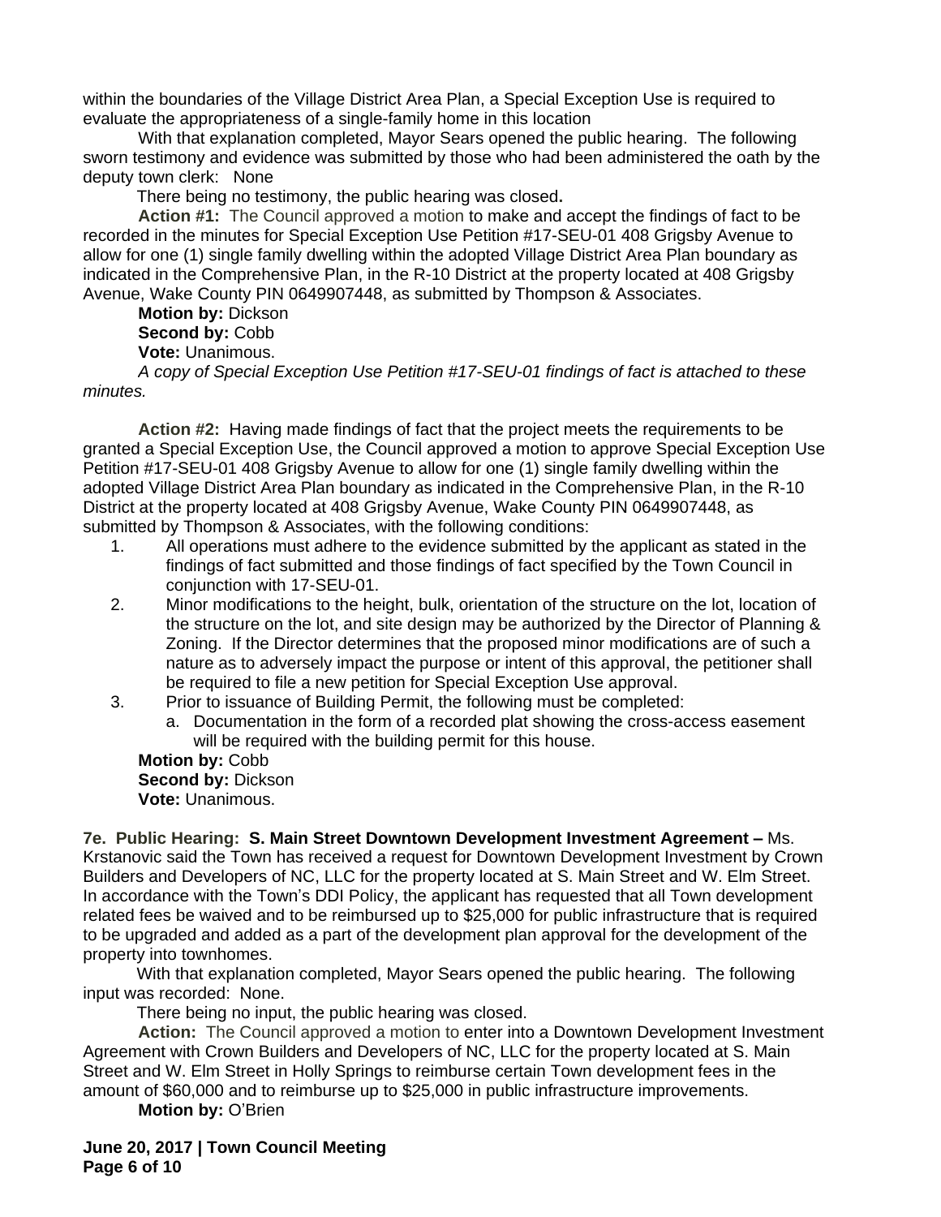within the boundaries of the Village District Area Plan, a Special Exception Use is required to evaluate the appropriateness of a single-family home in this location

With that explanation completed, Mayor Sears opened the public hearing. The following sworn testimony and evidence was submitted by those who had been administered the oath by the deputy town clerk: None

There being no testimony, the public hearing was closed.

**Action #1:** The Council approved a motion to make and accept the findings of fact to be recorded in the minutes for Special Exception Use Petition #17-SEU-01 408 Grigsby Avenue to allow for one (1) single family dwelling within the adopted Village District Area Plan boundary as indicated in the Comprehensive Plan, in the R-10 District at the property located at 408 Grigsby Avenue, Wake County PIN 0649907448, as submitted by Thompson & Associates.

**Motion by:** Dickson
**Second by:** Cobb
**Vote:** Unanimous.

*A copy of Special Exception Use Petition #17-SEU-01 findings of fact is attached to these minutes.*

**Action #2:** Having made findings of fact that the project meets the requirements to be granted a Special Exception Use, the Council approved a motion to approve Special Exception Use Petition #17-SEU-01 408 Grigsby Avenue to allow for one (1) single family dwelling within the adopted Village District Area Plan boundary as indicated in the Comprehensive Plan, in the R-10 District at the property located at 408 Grigsby Avenue, Wake County PIN 0649907448, as submitted by Thompson & Associates, with the following conditions:

1. All operations must adhere to the evidence submitted by the applicant as stated in the findings of fact submitted and those findings of fact specified by the Town Council in conjunction with 17-SEU-01.
2. Minor modifications to the height, bulk, orientation of the structure on the lot, location of the structure on the lot, and site design may be authorized by the Director of Planning & Zoning. If the Director determines that the proposed minor modifications are of such a nature as to adversely impact the purpose or intent of this approval, the petitioner shall be required to file a new petition for Special Exception Use approval.
3. Prior to issuance of Building Permit, the following must be completed:
    a. Documentation in the form of a recorded plat showing the cross-access easement will be required with the building permit for this house.

**Motion by:** Cobb
**Second by:** Dickson
**Vote:** Unanimous.

**7e. Public Hearing: S. Main Street Downtown Development Investment Agreement –** Ms. Krstanovic said the Town has received a request for Downtown Development Investment by Crown Builders and Developers of NC, LLC for the property located at S. Main Street and W. Elm Street. In accordance with the Town's DDI Policy, the applicant has requested that all Town development related fees be waived and to be reimbursed up to $25,000 for public infrastructure that is required to be upgraded and added as a part of the development plan approval for the development of the property into townhomes.

With that explanation completed, Mayor Sears opened the public hearing. The following input was recorded: None.

There being no input, the public hearing was closed.

**Action:** The Council approved a motion to enter into a Downtown Development Investment Agreement with Crown Builders and Developers of NC, LLC for the property located at S. Main Street and W. Elm Street in Holly Springs to reimburse certain Town development fees in the amount of $60,000 and to reimburse up to $25,000 in public infrastructure improvements.

**Motion by:** O'Brien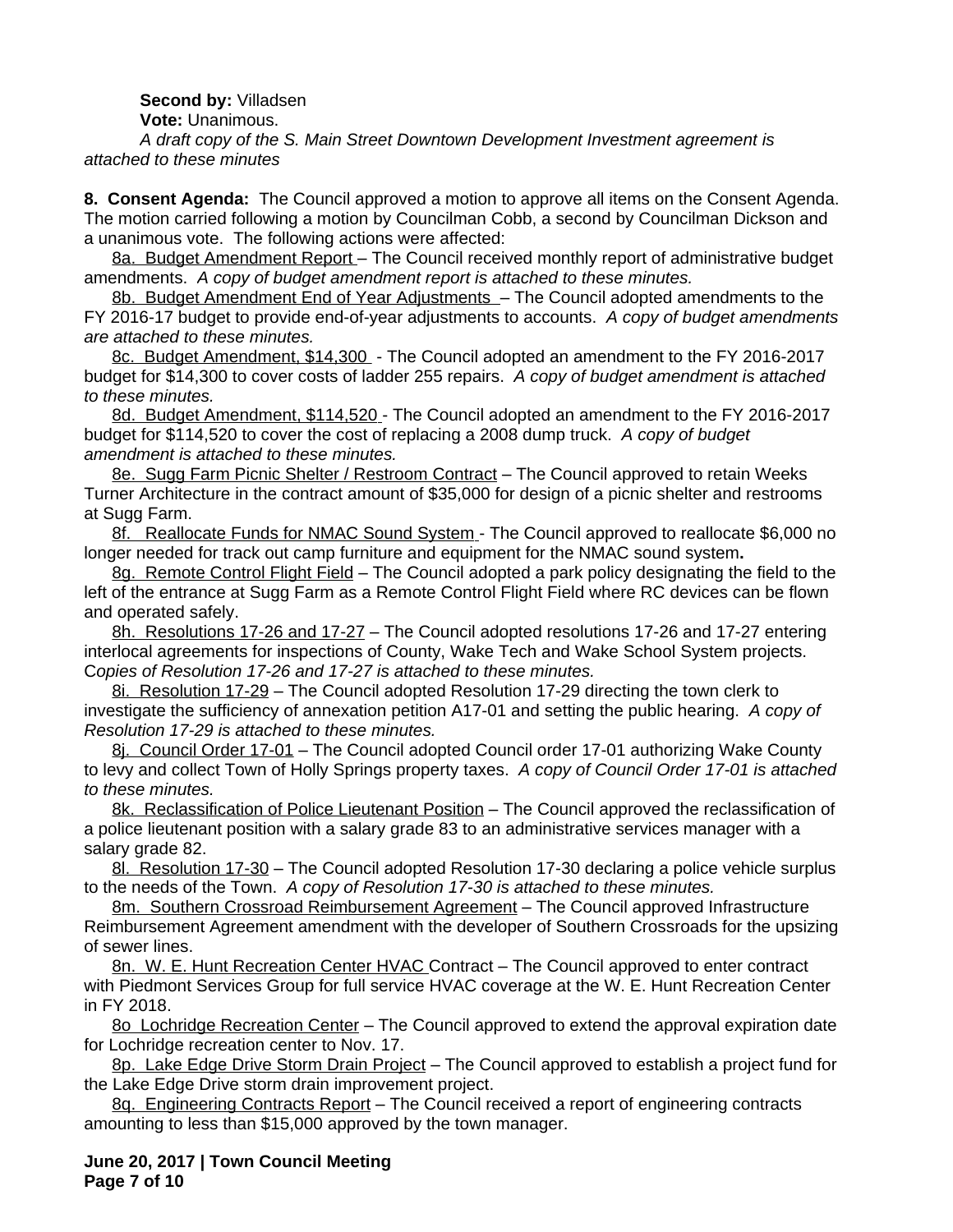**Second by:** Villadsen

**Vote:** Unanimous.

*A draft copy of the S. Main Street Downtown Development Investment agreement is attached to these minutes*

**8. Consent Agenda:** The Council approved a motion to approve all items on the Consent Agenda. The motion carried following a motion by Councilman Cobb, a second by Councilman Dickson and a unanimous vote. The following actions were affected:

8a. Budget Amendment Report – The Council received monthly report of administrative budget amendments. *A copy of budget amendment report is attached to these minutes.*

8b. Budget Amendment End of Year Adjustments – The Council adopted amendments to the FY 2016-17 budget to provide end-of-year adjustments to accounts. *A copy of budget amendments are attached to these minutes.*

8c. Budget Amendment, $14,300 - The Council adopted an amendment to the FY 2016-2017 budget for $14,300 to cover costs of ladder 255 repairs. *A copy of budget amendment is attached to these minutes.*

8d. Budget Amendment, $114,520 - The Council adopted an amendment to the FY 2016-2017 budget for $114,520 to cover the cost of replacing a 2008 dump truck. *A copy of budget amendment is attached to these minutes.*

8e. Sugg Farm Picnic Shelter / Restroom Contract – The Council approved to retain Weeks Turner Architecture in the contract amount of $35,000 for design of a picnic shelter and restrooms at Sugg Farm.

8f. Reallocate Funds for NMAC Sound System - The Council approved to reallocate $6,000 no longer needed for track out camp furniture and equipment for the NMAC sound system**.**

8g. Remote Control Flight Field – The Council adopted a park policy designating the field to the left of the entrance at Sugg Farm as a Remote Control Flight Field where RC devices can be flown and operated safely.

8h. Resolutions 17-26 and 17-27 – The Council adopted resolutions 17-26 and 17-27 entering interlocal agreements for inspections of County, Wake Tech and Wake School System projects. C*opies of Resolution 17-26 and 17-27 is attached to these minutes.*

8i. Resolution 17-29 – The Council adopted Resolution 17-29 directing the town clerk to investigate the sufficiency of annexation petition A17-01 and setting the public hearing. *A copy of Resolution 17-29 is attached to these minutes.*

8j. Council Order 17-01 – The Council adopted Council order 17-01 authorizing Wake County to levy and collect Town of Holly Springs property taxes. *A copy of Council Order 17-01 is attached to these minutes.*

8k. Reclassification of Police Lieutenant Position – The Council approved the reclassification of a police lieutenant position with a salary grade 83 to an administrative services manager with a salary grade 82.

8l. Resolution 17-30 – The Council adopted Resolution 17-30 declaring a police vehicle surplus to the needs of the Town. *A copy of Resolution 17-30 is attached to these minutes.*

8m. Southern Crossroad Reimbursement Agreement – The Council approved Infrastructure Reimbursement Agreement amendment with the developer of Southern Crossroads for the upsizing of sewer lines.

8n. W. E. Hunt Recreation Center HVAC Contract – The Council approved to enter contract with Piedmont Services Group for full service HVAC coverage at the W. E. Hunt Recreation Center in FY 2018.

8o Lochridge Recreation Center – The Council approved to extend the approval expiration date for Lochridge recreation center to Nov. 17.

8p. Lake Edge Drive Storm Drain Project – The Council approved to establish a project fund for the Lake Edge Drive storm drain improvement project.

8q. Engineering Contracts Report – The Council received a report of engineering contracts amounting to less than $15,000 approved by the town manager.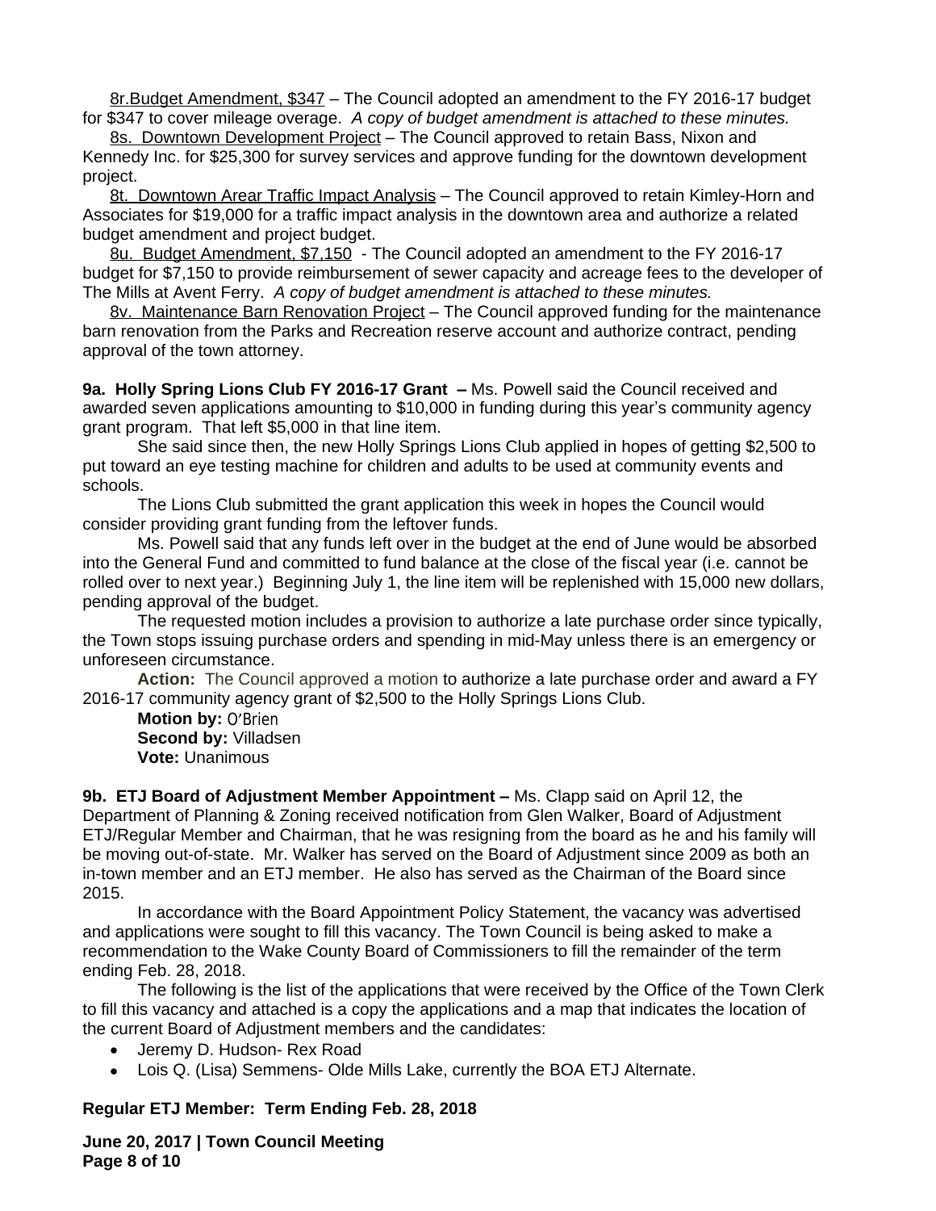8r.Budget Amendment, $347 – The Council adopted an amendment to the FY 2016-17 budget for $347 to cover mileage overage. *A copy of budget amendment is attached to these minutes.*

8s. Downtown Development Project – The Council approved to retain Bass, Nixon and Kennedy Inc. for $25,300 for survey services and approve funding for the downtown development project.

8t. Downtown Arear Traffic Impact Analysis – The Council approved to retain Kimley-Horn and Associates for $19,000 for a traffic impact analysis in the downtown area and authorize a related budget amendment and project budget.

8u. Budget Amendment, $7,150 - The Council adopted an amendment to the FY 2016-17 budget for $7,150 to provide reimbursement of sewer capacity and acreage fees to the developer of The Mills at Avent Ferry. *A copy of budget amendment is attached to these minutes.*

8v. Maintenance Barn Renovation Project – The Council approved funding for the maintenance barn renovation from the Parks and Recreation reserve account and authorize contract, pending approval of the town attorney.

**9a. Holly Spring Lions Club FY 2016-17 Grant –** Ms. Powell said the Council received and awarded seven applications amounting to $10,000 in funding during this year's community agency grant program. That left $5,000 in that line item.

She said since then, the new Holly Springs Lions Club applied in hopes of getting $2,500 to put toward an eye testing machine for children and adults to be used at community events and schools.

The Lions Club submitted the grant application this week in hopes the Council would consider providing grant funding from the leftover funds.

Ms. Powell said that any funds left over in the budget at the end of June would be absorbed into the General Fund and committed to fund balance at the close of the fiscal year (i.e. cannot be rolled over to next year.) Beginning July 1, the line item will be replenished with 15,000 new dollars, pending approval of the budget.

The requested motion includes a provision to authorize a late purchase order since typically, the Town stops issuing purchase orders and spending in mid-May unless there is an emergency or unforeseen circumstance.

**Action:** The Council approved a motion to authorize a late purchase order and award a FY 2016-17 community agency grant of $2,500 to the Holly Springs Lions Club.

**Motion by:** O'Brien
**Second by:** Villadsen
**Vote:** Unanimous

**9b. ETJ Board of Adjustment Member Appointment –** Ms. Clapp said on April 12, the Department of Planning & Zoning received notification from Glen Walker, Board of Adjustment ETJ/Regular Member and Chairman, that he was resigning from the board as he and his family will be moving out-of-state. Mr. Walker has served on the Board of Adjustment since 2009 as both an in-town member and an ETJ member. He also has served as the Chairman of the Board since 2015.

In accordance with the Board Appointment Policy Statement, the vacancy was advertised and applications were sought to fill this vacancy. The Town Council is being asked to make a recommendation to the Wake County Board of Commissioners to fill the remainder of the term ending Feb. 28, 2018.

The following is the list of the applications that were received by the Office of the Town Clerk to fill this vacancy and attached is a copy the applications and a map that indicates the location of the current Board of Adjustment members and the candidates:

- Jeremy D. Hudson- Rex Road
- Lois Q. (Lisa) Semmens- Olde Mills Lake, currently the BOA ETJ Alternate.

**Regular ETJ Member: Term Ending Feb. 28, 2018**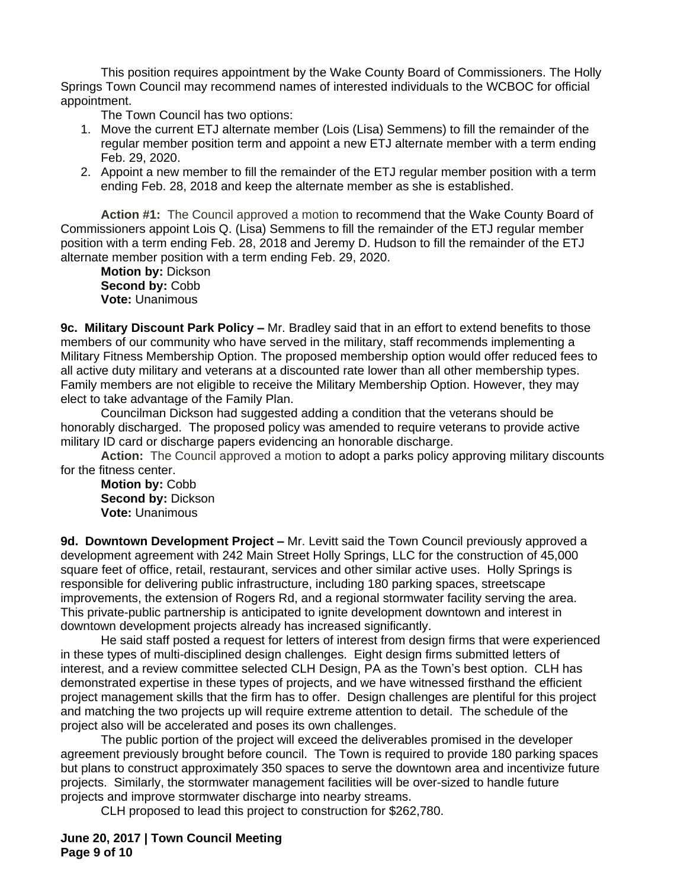This position requires appointment by the Wake County Board of Commissioners. The Holly Springs Town Council may recommend names of interested individuals to the WCBOC for official appointment.

The Town Council has two options:

1. Move the current ETJ alternate member (Lois (Lisa) Semmens) to fill the remainder of the regular member position term and appoint a new ETJ alternate member with a term ending Feb. 29, 2020.
2. Appoint a new member to fill the remainder of the ETJ regular member position with a term ending Feb. 28, 2018 and keep the alternate member as she is established.

**Action #1:** The Council approved a motion to recommend that the Wake County Board of Commissioners appoint Lois Q. (Lisa) Semmens to fill the remainder of the ETJ regular member position with a term ending Feb. 28, 2018 and Jeremy D. Hudson to fill the remainder of the ETJ alternate member position with a term ending Feb. 29, 2020.

**Motion by:** Dickson
**Second by:** Cobb
**Vote:** Unanimous

**9c. Military Discount Park Policy –** Mr. Bradley said that in an effort to extend benefits to those members of our community who have served in the military, staff recommends implementing a Military Fitness Membership Option. The proposed membership option would offer reduced fees to all active duty military and veterans at a discounted rate lower than all other membership types. Family members are not eligible to receive the Military Membership Option. However, they may elect to take advantage of the Family Plan.

Councilman Dickson had suggested adding a condition that the veterans should be honorably discharged. The proposed policy was amended to require veterans to provide active military ID card or discharge papers evidencing an honorable discharge.

**Action:** The Council approved a motion to adopt a parks policy approving military discounts for the fitness center.

**Motion by:** Cobb
**Second by:** Dickson
**Vote:** Unanimous

**9d. Downtown Development Project –** Mr. Levitt said the Town Council previously approved a development agreement with 242 Main Street Holly Springs, LLC for the construction of 45,000 square feet of office, retail, restaurant, services and other similar active uses. Holly Springs is responsible for delivering public infrastructure, including 180 parking spaces, streetscape improvements, the extension of Rogers Rd, and a regional stormwater facility serving the area. This private-public partnership is anticipated to ignite development downtown and interest in downtown development projects already has increased significantly.

He said staff posted a request for letters of interest from design firms that were experienced in these types of multi-disciplined design challenges. Eight design firms submitted letters of interest, and a review committee selected CLH Design, PA as the Town's best option. CLH has demonstrated expertise in these types of projects, and we have witnessed firsthand the efficient project management skills that the firm has to offer. Design challenges are plentiful for this project and matching the two projects up will require extreme attention to detail. The schedule of the project also will be accelerated and poses its own challenges.

The public portion of the project will exceed the deliverables promised in the developer agreement previously brought before council. The Town is required to provide 180 parking spaces but plans to construct approximately 350 spaces to serve the downtown area and incentivize future projects. Similarly, the stormwater management facilities will be over-sized to handle future projects and improve stormwater discharge into nearby streams.

CLH proposed to lead this project to construction for $262,780.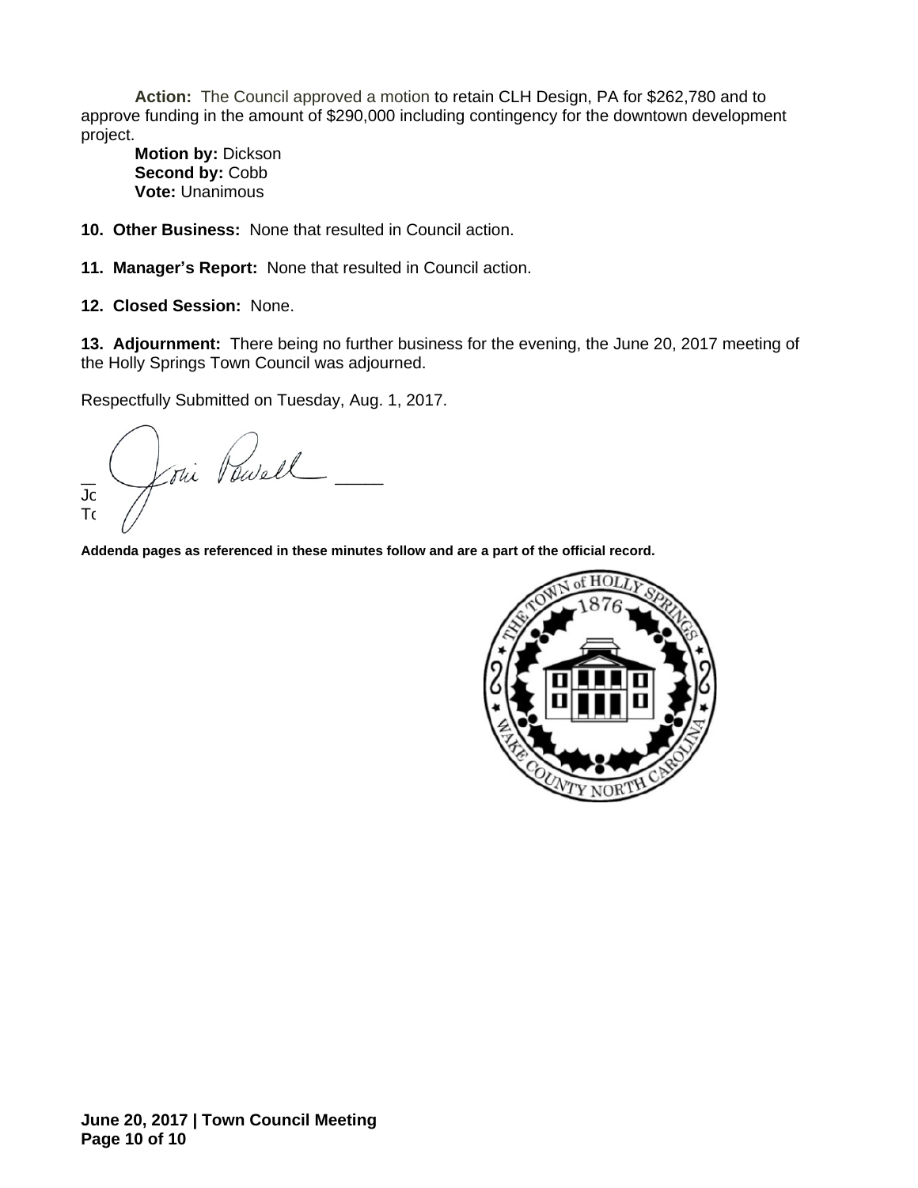**Action:** The Council approved a motion to retain CLH Design, PA for $262,780 and to approve funding in the amount of $290,000 including contingency for the downtown development project.

**Motion by:** Dickson
**Second by:** Cobb
**Vote:** Unanimous

**10. Other Business:** None that resulted in Council action.

**11. Manager's Report:** None that resulted in Council action.

**12. Closed Session:** None.

**13. Adjournment:** There being no further business for the evening, the June 20, 2017 meeting of the Holly Springs Town Council was adjourned.

Respectfully Submitted on Tuesday, Aug. 1, 2017.

_____________________
Jo
To

**Addenda pages as referenced in these minutes follow and are a part of the official record.**